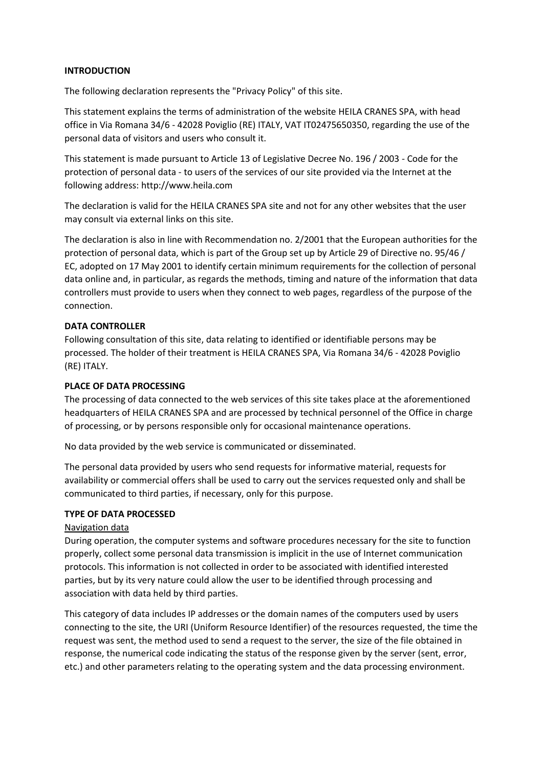**INTRODUCTION**

The following declaration represents the "Privacy Policy" of this site.

This statement explains the terms of administration of the website HEILA CRANES SPA, with head office in Via Romana 34/6 - 42028 Poviglio (RE) ITALY, VAT IT02475650350, regarding the use of the personal data of visitors and users who consult it.

This statement is made pursuant to Article 13 of Legislative Decree No. 196 / 2003 - Code for the protection of personal data - to users of the services of our site provided via the Internet at the following address: http://www.heila.com

The declaration is valid for the HEILA CRANES SPA site and not for any other websites that the user may consult via external links on this site.

The declaration is also in line with Recommendation no. 2/2001 that the European authorities for the protection of personal data, which is part of the Group set up by Article 29 of Directive no. 95/46 / EC, adopted on 17 May 2001 to identify certain minimum requirements for the collection of personal data online and, in particular, as regards the methods, timing and nature of the information that data controllers must provide to users when they connect to web pages, regardless of the purpose of the connection.

**DATA CONTROLLER**

Following consultation of this site, data relating to identified or identifiable persons may be processed. The holder of their treatment is HEILA CRANES SPA, Via Romana 34/6 - 42028 Poviglio (RE) ITALY.

**PLACE OF DATA PROCESSING**

The processing of data connected to the web services of this site takes place at the aforementioned headquarters of HEILA CRANES SPA and are processed by technical personnel of the Office in charge of processing, or by persons responsible only for occasional maintenance operations.

No data provided by the web service is communicated or disseminated.

The personal data provided by users who send requests for informative material, requests for availability or commercial offers shall be used to carry out the services requested only and shall be communicated to third parties, if necessary, only for this purpose.

**TYPE OF DATA PROCESSED**

Navigation data

During operation, the computer systems and software procedures necessary for the site to function properly, collect some personal data transmission is implicit in the use of Internet communication protocols. This information is not collected in order to be associated with identified interested parties, but by its very nature could allow the user to be identified through processing and association with data held by third parties.

This category of data includes IP addresses or the domain names of the computers used by users connecting to the site, the URI (Uniform Resource Identifier) of the resources requested, the time the request was sent, the method used to send a request to the server, the size of the file obtained in response, the numerical code indicating the status of the response given by the server (sent, error, etc.) and other parameters relating to the operating system and the data processing environment.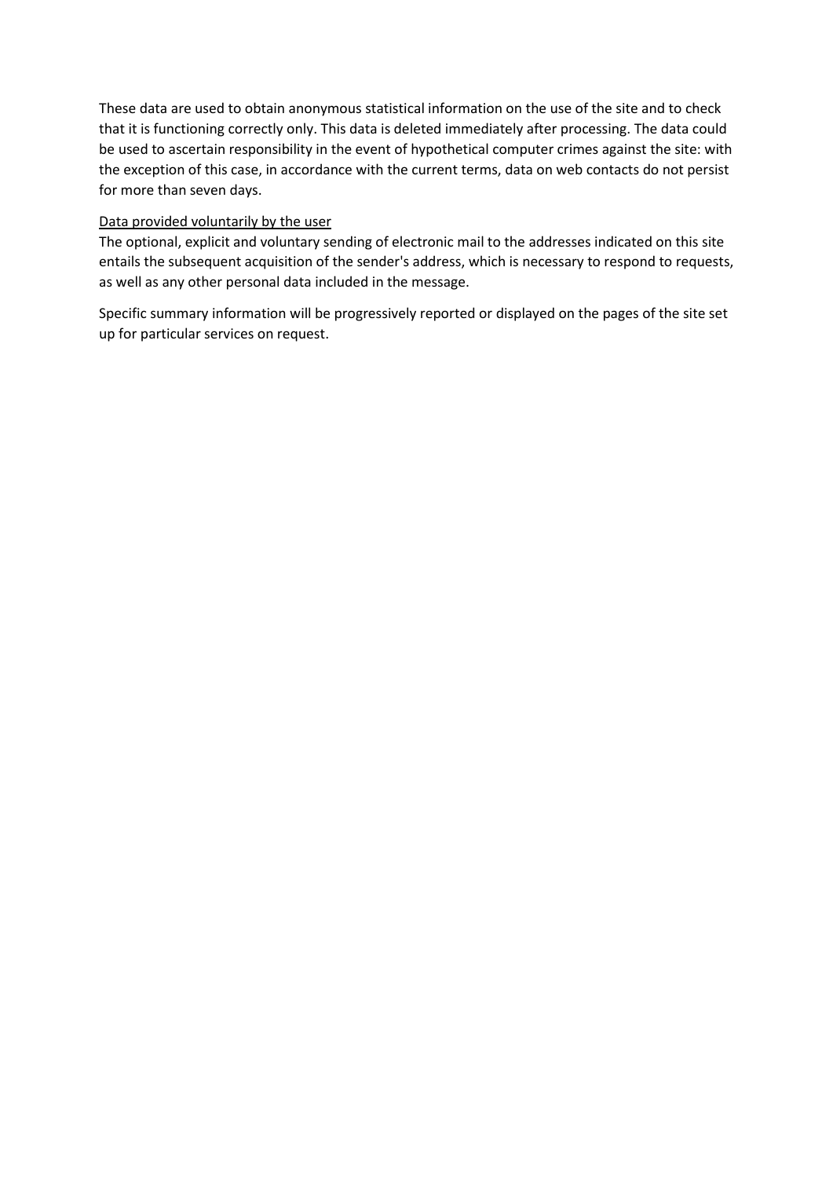These data are used to obtain anonymous statistical information on the use of the site and to check that it is functioning correctly only. This data is deleted immediately after processing. The data could be used to ascertain responsibility in the event of hypothetical computer crimes against the site: with the exception of this case, in accordance with the current terms, data on web contacts do not persist for more than seven days.

<u>Data provided voluntarily by the user</u>

The optional, explicit and voluntary sending of electronic mail to the addresses indicated on this site entails the subsequent acquisition of the sender's address, which is necessary to respond to requests, as well as any other personal data included in the message.

Specific summary information will be progressively reported or displayed on the pages of the site set up for particular services on request.